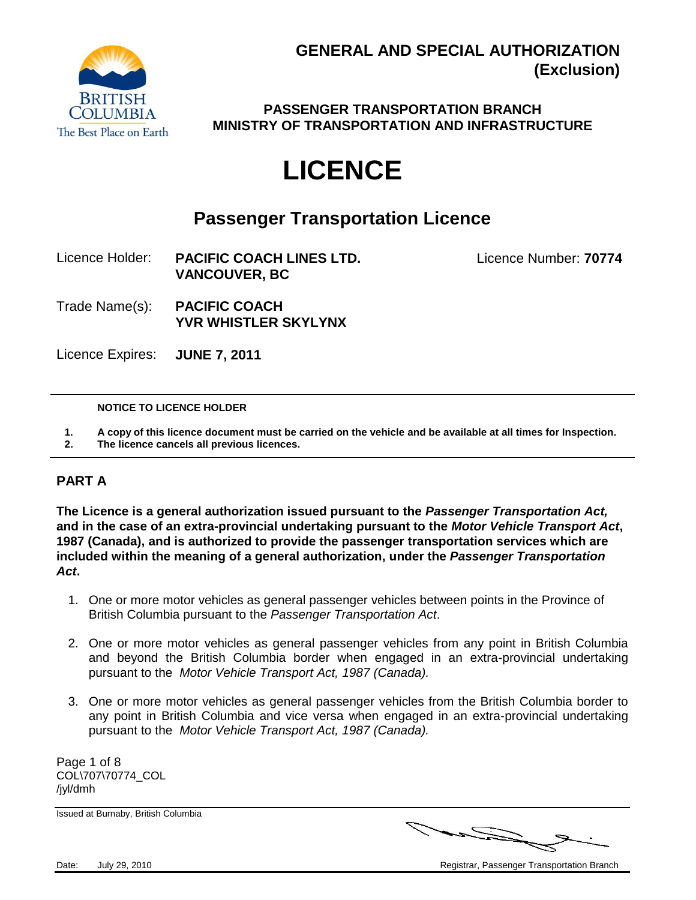**GENERAL AND SPECIAL AUTHORIZATION (Exclusion)**

**PASSENGER TRANSPORTATION BRANCH**
**MINISTRY OF TRANSPORTATION AND INFRASTRUCTURE**

# LICENCE

## Passenger Transportation Licence

Licence Holder: **PACIFIC COACH LINES LTD.**
**VANCOUVER, BC**

Licence Number: **70774**

Trade Name(s): **PACIFIC COACH**
**YVR WHISTLER SKYLYNX**

Licence Expires: **JUNE 7, 2011**

---

**NOTICE TO LICENCE HOLDER**

1. **A copy of this licence document must be carried on the vehicle and be available at all times for Inspection.**
2. **The licence cancels all previous licences.**

---

## PART A

**The Licence is a general authorization issued pursuant to the *Passenger Transportation Act,* and in the case of an extra-provincial undertaking pursuant to the *Motor Vehicle Transport Act*, 1987 (Canada), and is authorized to provide the passenger transportation services which are included within the meaning of a general authorization, under the *Passenger Transportation Act*.**

1. One or more motor vehicles as general passenger vehicles between points in the Province of British Columbia pursuant to the *Passenger Transportation Act*.
2. One or more motor vehicles as general passenger vehicles from any point in British Columbia and beyond the British Columbia border when engaged in an extra-provincial undertaking pursuant to the *Motor Vehicle Transport Act, 1987 (Canada).*
3. One or more motor vehicles as general passenger vehicles from the British Columbia border to any point in British Columbia and vice versa when engaged in an extra-provincial undertaking pursuant to the *Motor Vehicle Transport Act, 1987 (Canada).*

COL\707\70774_COL
/jyl/dmh

Issued at Burnaby, British Columbia

Date: July 29, 2010

Registrar, Passenger Transportation Branch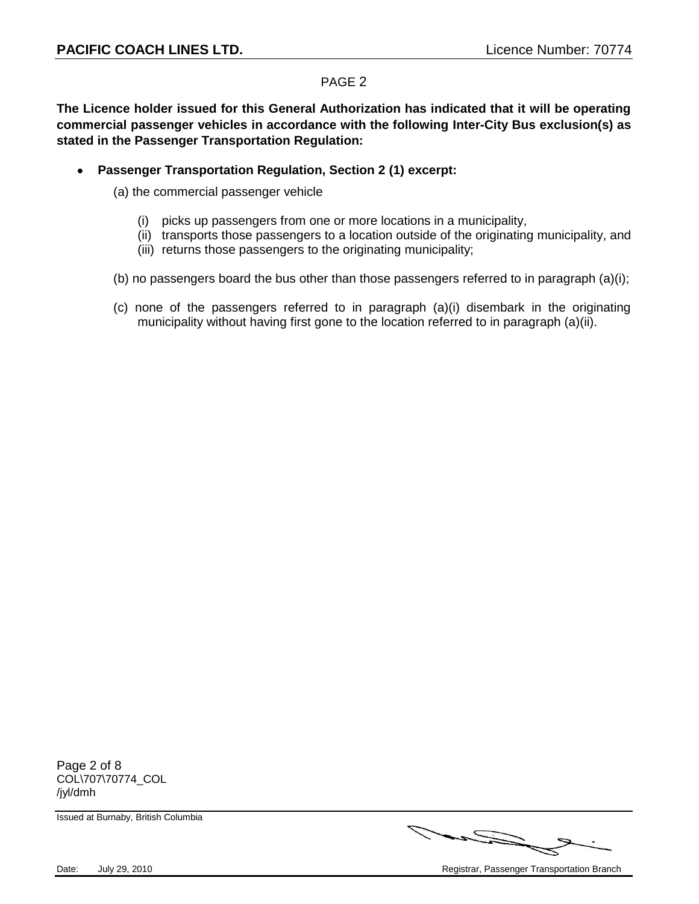**The Licence holder issued for this General Authorization has indicated that it will be operating commercial passenger vehicles in accordance with the following Inter-City Bus exclusion(s) as stated in the Passenger Transportation Regulation:**

- **Passenger Transportation Regulation, Section 2 (1) excerpt:**

  (a) the commercial passenger vehicle

  (i) picks up passengers from one or more locations in a municipality,
  (ii) transports those passengers to a location outside of the originating municipality, and
  (iii) returns those passengers to the originating municipality;

  (b) no passengers board the bus other than those passengers referred to in paragraph (a)(i);

  (c) none of the passengers referred to in paragraph (a)(i) disembark in the originating municipality without having first gone to the location referred to in paragraph (a)(ii).

COL\707\70774_COL
/jyl/dmh

Issued at Burnaby, British Columbia

Date: July 29, 2010

Registrar, Passenger Transportation Branch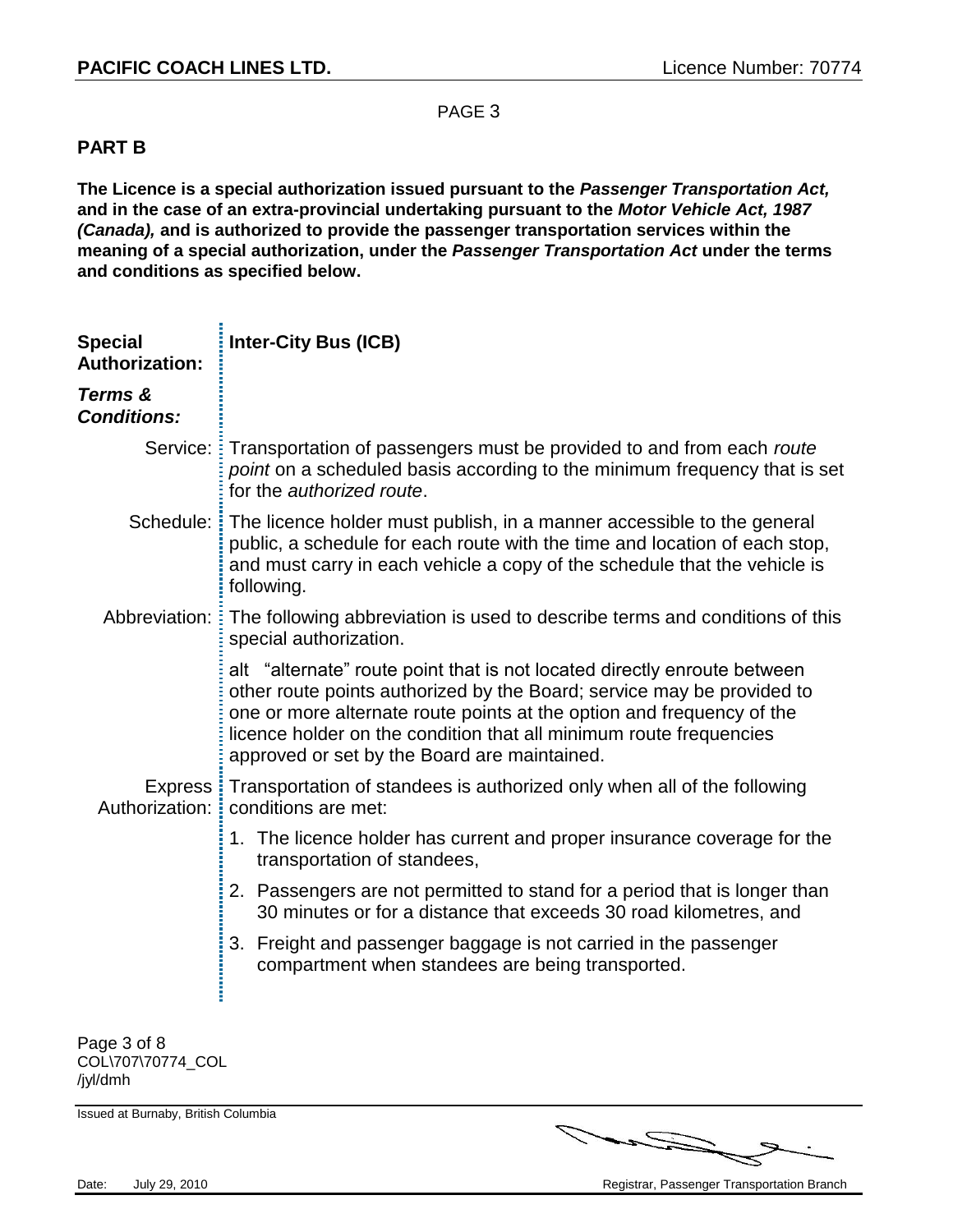PAGE 3

## PART B

**The Licence is a special authorization issued pursuant to the *Passenger Transportation Act,* and in the case of an extra-provincial undertaking pursuant to the *Motor Vehicle Act, 1987 (Canada),* and is authorized to provide the passenger transportation services within the meaning of a special authorization, under the *Passenger Transportation Act* under the terms and conditions as specified below.**

**Special Authorization:** **Inter-City Bus (ICB)**

***Terms & Conditions:***

Service: Transportation of passengers must be provided to and from each *route point* on a scheduled basis according to the minimum frequency that is set for the *authorized route*.

Schedule: The licence holder must publish, in a manner accessible to the general public, a schedule for each route with the time and location of each stop, and must carry in each vehicle a copy of the schedule that the vehicle is following.

Abbreviation: The following abbreviation is used to describe terms and conditions of this special authorization.

alt "alternate" route point that is not located directly enroute between other route points authorized by the Board; service may be provided to one or more alternate route points at the option and frequency of the licence holder on the condition that all minimum route frequencies approved or set by the Board are maintained.

Express Authorization: Transportation of standees is authorized only when all of the following conditions are met:

1. The licence holder has current and proper insurance coverage for the transportation of standees,
2. Passengers are not permitted to stand for a period that is longer than 30 minutes or for a distance that exceeds 30 road kilometres, and
3. Freight and passenger baggage is not carried in the passenger compartment when standees are being transported.

COL\707\70774_COL
/jyl/dmh

Issued at Burnaby, British Columbia

Date: July 29, 2010

Registrar, Passenger Transportation Branch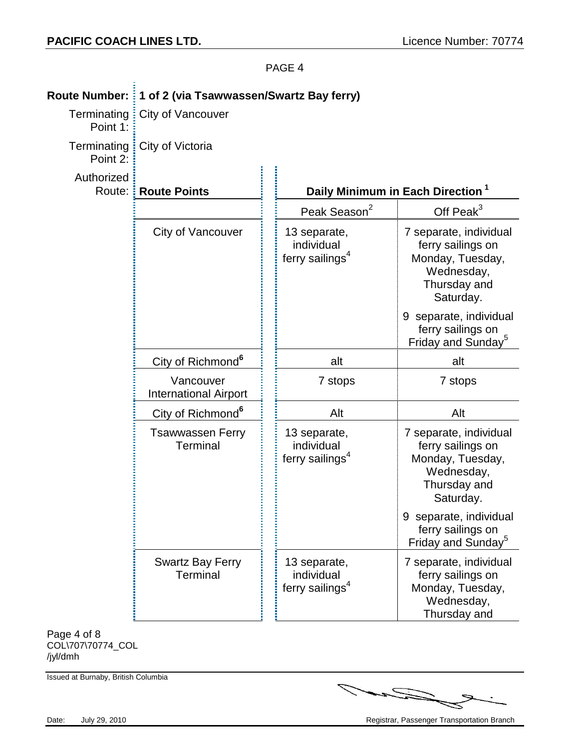PAGE 4

**Route Number:** **1 of 2 (via Tsawwassen/Swartz Bay ferry)**

Terminating Point 1: City of Vancouver

Terminating Point 2: City of Victoria

Authorized Route:

| **Route Points** | **Daily Minimum in Each Direction** [1] | |
|---|---|---|
| | Peak Season[2] | Off Peak[3] |
| City of Vancouver | 13 separate, individual ferry sailings[4] | 7 separate, individual ferry sailings on Monday, Tuesday, Wednesday, Thursday and Saturday.<br><br>9 separate, individual ferry sailings on Friday and Sunday[5] |
| City of Richmond[6] | alt | alt |
| Vancouver International Airport | 7 stops | 7 stops |
| City of Richmond[6] | Alt | Alt |
| Tsawwassen Ferry Terminal | 13 separate, individual ferry sailings[4] | 7 separate, individual ferry sailings on Monday, Tuesday, Wednesday, Thursday and Saturday.<br><br>9 separate, individual ferry sailings on Friday and Sunday[5] |
| Swartz Bay Ferry Terminal | 13 separate, individual ferry sailings[4] | 7 separate, individual ferry sailings on Monday, Tuesday, Wednesday, Thursday and |

COL\707\70774_COL
/jyl/dmh

Issued at Burnaby, British Columbia

Date: July 29, 2010

Registrar, Passenger Transportation Branch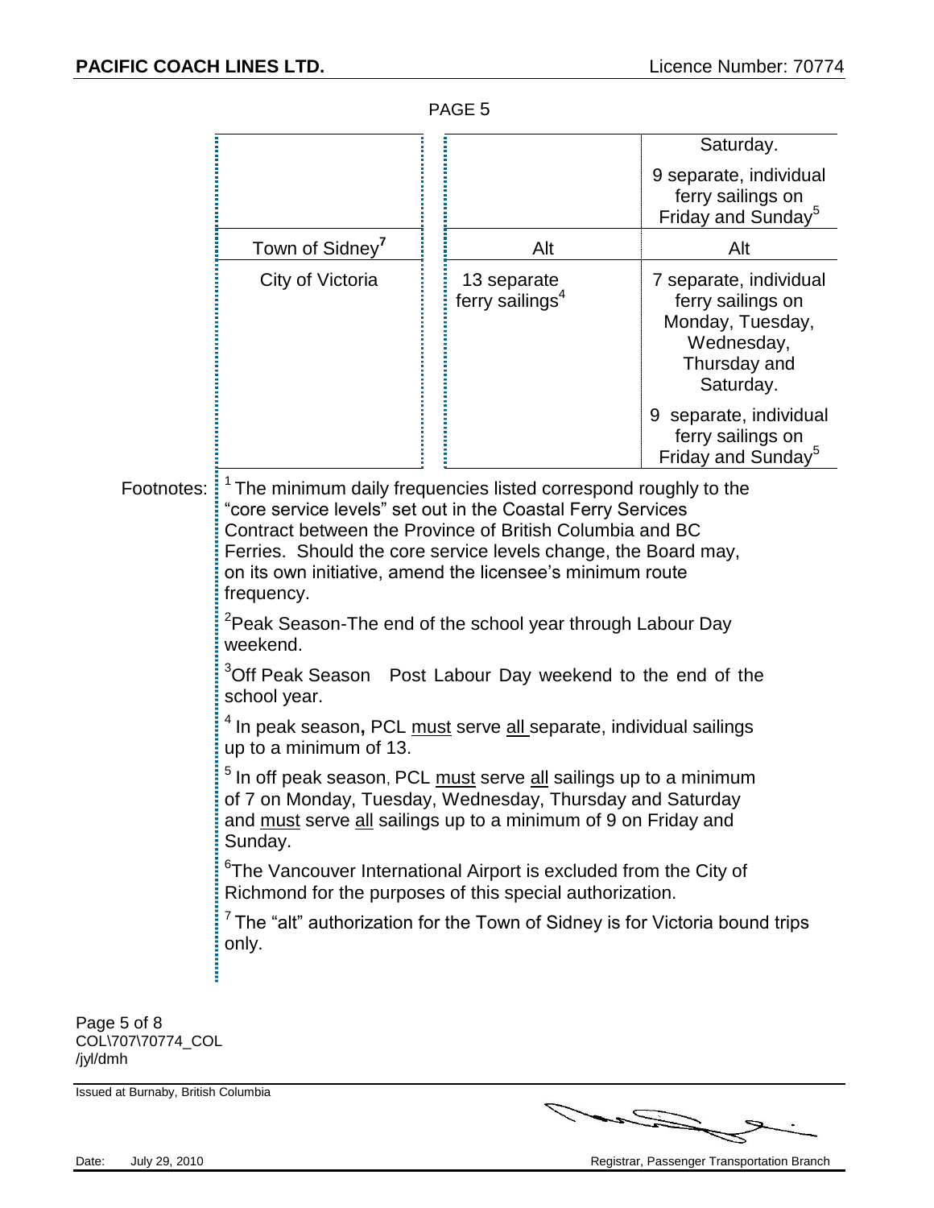PAGE 5

| | | |
|---|---|---|
| | | Saturday.<br><br>9 separate, individual ferry sailings on Friday and Sunday[5] |
| Town of Sidney[7] | Alt | Alt |
| City of Victoria | 13 separate ferry sailings[4] | 7 separate, individual ferry sailings on Monday, Tuesday, Wednesday, Thursday and Saturday.<br><br>9 separate, individual ferry sailings on Friday and Sunday[5] |

Footnotes:

[1] The minimum daily frequencies listed correspond roughly to the "core service levels" set out in the Coastal Ferry Services Contract between the Province of British Columbia and BC Ferries. Should the core service levels change, the Board may, on its own initiative, amend the licensee's minimum route frequency.

[2] Peak Season-The end of the school year through Labour Day weekend.

[3] Off Peak Season Post Labour Day weekend to the end of the school year.

[4] In peak season**,** PCL <u>must</u> serve <u>all</u> separate, individual sailings up to a minimum of 13.

[5] In off peak season, PCL <u>must</u> serve <u>all</u> sailings up to a minimum of 7 on Monday, Tuesday, Wednesday, Thursday and Saturday and <u>must</u> serve <u>all</u> sailings up to a minimum of 9 on Friday and Sunday.

[6] The Vancouver International Airport is excluded from the City of Richmond for the purposes of this special authorization.

[7] The "alt" authorization for the Town of Sidney is for Victoria bound trips only.

COL\707\70774_COL
/jyl/dmh

Issued at Burnaby, British Columbia

Date: July 29, 2010

Registrar, Passenger Transportation Branch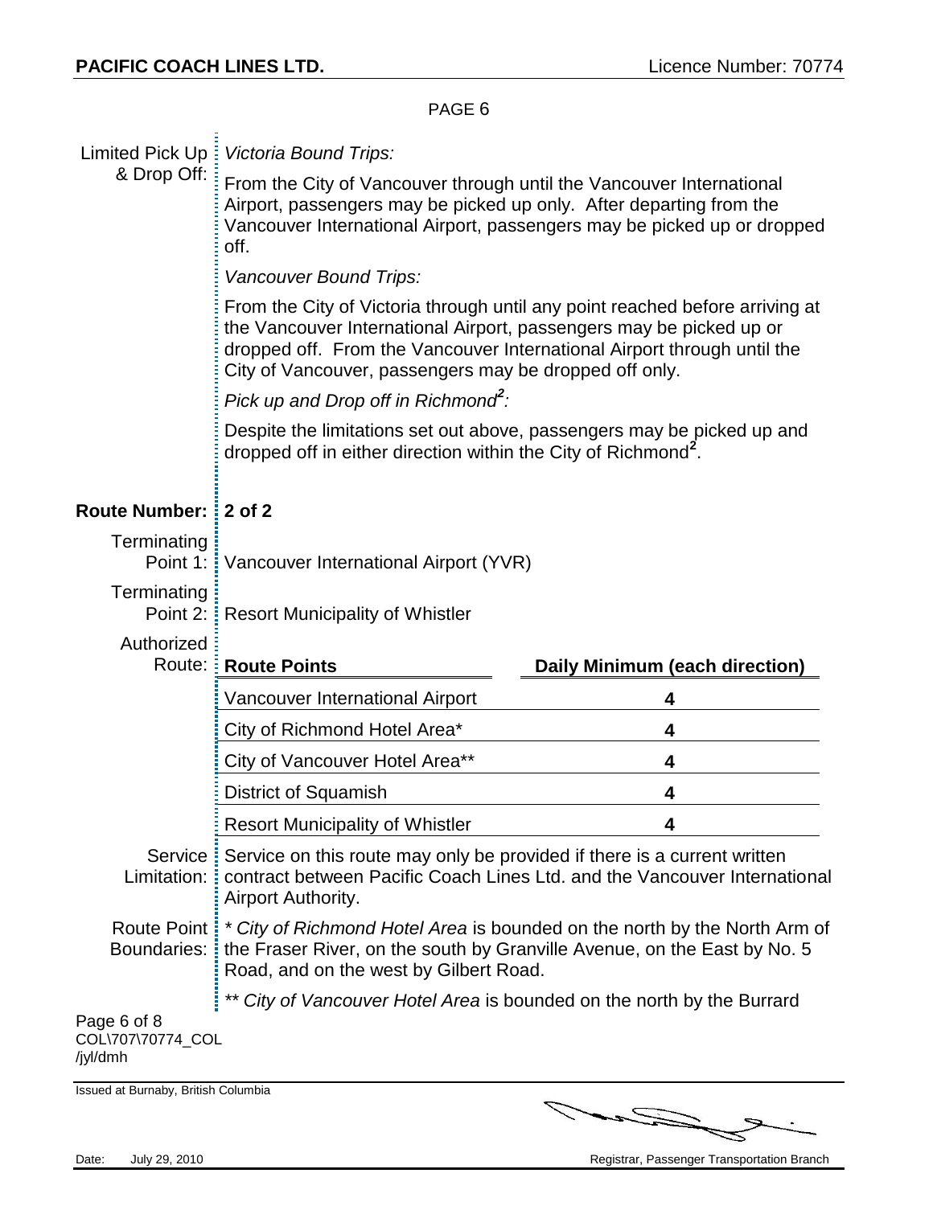PAGE 6

Limited Pick Up & Drop Off: *Victoria Bound Trips:*

From the City of Vancouver through until the Vancouver International Airport, passengers may be picked up only. After departing from the Vancouver International Airport, passengers may be picked up or dropped off.

*Vancouver Bound Trips:*

From the City of Victoria through until any point reached before arriving at the Vancouver International Airport, passengers may be picked up or dropped off. From the Vancouver International Airport through until the City of Vancouver, passengers may be dropped off only.

*Pick up and Drop off in Richmond[2]:*

Despite the limitations set out above, passengers may be picked up and dropped off in either direction within the City of Richmond[2].

**Route Number: 2 of 2**

Terminating Point 1: Vancouver International Airport (YVR)

Terminating Point 2: Resort Municipality of Whistler

Authorized Route:

| Route Points | Daily Minimum (each direction) |
|---|---|
| Vancouver International Airport | 4 |
| City of Richmond Hotel Area* | 4 |
| City of Vancouver Hotel Area** | 4 |
| District of Squamish | 4 |
| Resort Municipality of Whistler | 4 |

Service Limitation: Service on this route may only be provided if there is a current written contract between Pacific Coach Lines Ltd. and the Vancouver International Airport Authority.

Route Point Boundaries: * *City of Richmond Hotel Area* is bounded on the north by the North Arm of the Fraser River, on the south by Granville Avenue, on the East by No. 5 Road, and on the west by Gilbert Road.

** *City of Vancouver Hotel Area* is bounded on the north by the Burrard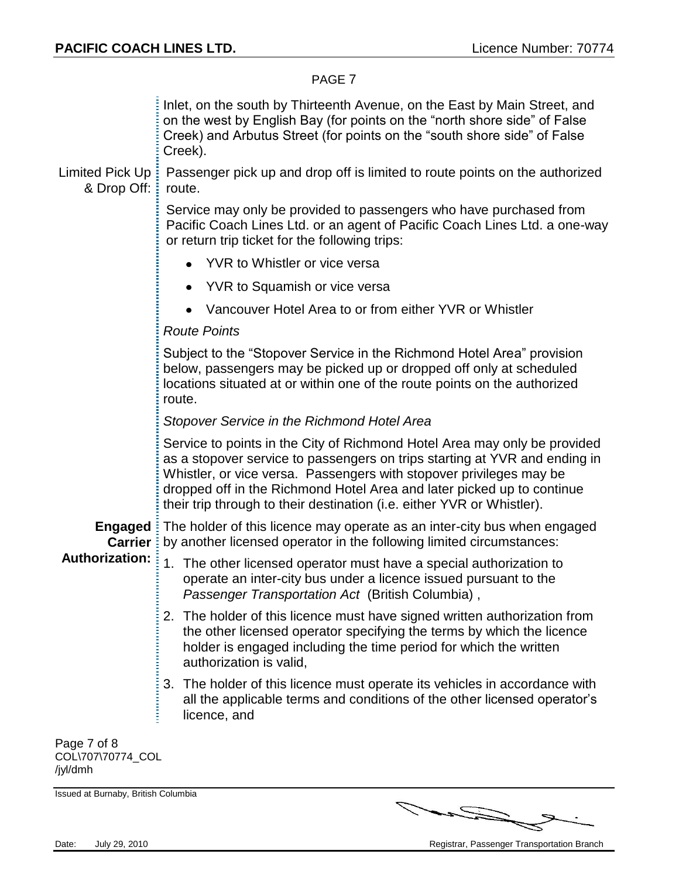Inlet, on the south by Thirteenth Avenue, on the East by Main Street, and on the west by English Bay (for points on the "north shore side" of False Creek) and Arbutus Street (for points on the "south shore side" of False Creek).

Limited Pick Up & Drop Off: Passenger pick up and drop off is limited to route points on the authorized route.

Service may only be provided to passengers who have purchased from Pacific Coach Lines Ltd. or an agent of Pacific Coach Lines Ltd. a one-way or return trip ticket for the following trips:

- YVR to Whistler or vice versa
- YVR to Squamish or vice versa
- Vancouver Hotel Area to or from either YVR or Whistler

*Route Points*

Subject to the "Stopover Service in the Richmond Hotel Area" provision below, passengers may be picked up or dropped off only at scheduled locations situated at or within one of the route points on the authorized route.

*Stopover Service in the Richmond Hotel Area*

Service to points in the City of Richmond Hotel Area may only be provided as a stopover service to passengers on trips starting at YVR and ending in Whistler, or vice versa. Passengers with stopover privileges may be dropped off in the Richmond Hotel Area and later picked up to continue their trip through to their destination (i.e. either YVR or Whistler).

**Engaged Carrier Authorization:** The holder of this licence may operate as an inter-city bus when engaged by another licensed operator in the following limited circumstances:

1. The other licensed operator must have a special authorization to operate an inter-city bus under a licence issued pursuant to the *Passenger Transportation Act* (British Columbia) ,
2. The holder of this licence must have signed written authorization from the other licensed operator specifying the terms by which the licence holder is engaged including the time period for which the written authorization is valid,
3. The holder of this licence must operate its vehicles in accordance with all the applicable terms and conditions of the other licensed operator's licence, and

COL\707\70774_COL
/jyl/dmh

Issued at Burnaby, British Columbia

Date: July 29, 2010

Registrar, Passenger Transportation Branch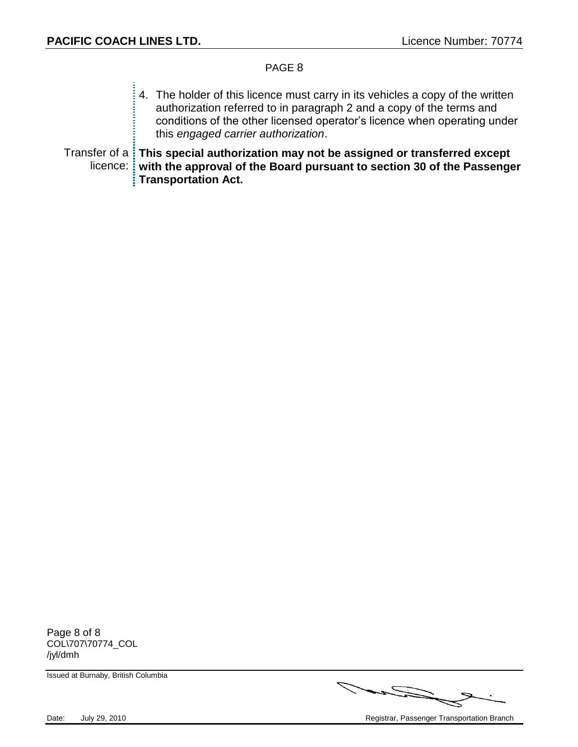4. The holder of this licence must carry in its vehicles a copy of the written authorization referred to in paragraph 2 and a copy of the terms and conditions of the other licensed operator's licence when operating under this *engaged carrier authorization*.

Transfer of a licence: **This special authorization may not be assigned or transferred except with the approval of the Board pursuant to section 30 of the Passenger Transportation Act.**

COL\707\70774_COL
/jyl/dmh

Issued at Burnaby, British Columbia

Date: July 29, 2010

Registrar, Passenger Transportation Branch